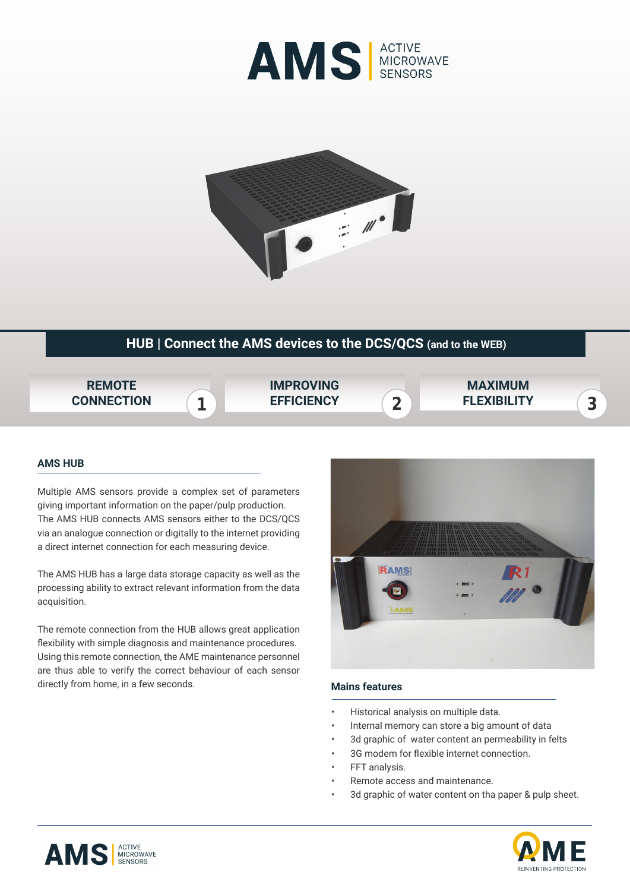# AMS | ACTIVE MICROWAVE SENSORS

## HUB | Connect the AMS devices to the DCS/QCS (and to the WEB)

**REMOTE CONNECTION** 1

**IMPROVING EFFICIENCY** 2

**MAXIMUM FLEXIBILITY** 3

### AMS HUB

Multiple AMS sensors provide a complex set of parameters giving important information on the paper/pulp production. The AMS HUB connects AMS sensors either to the DCS/QCS via an analogue connection or digitally to the internet providing a direct internet connection for each measuring device.

The AMS HUB has a large data storage capacity as well as the processing ability to extract relevant information from the data acquisition.

The remote connection from the HUB allows great application flexibility with simple diagnosis and maintenance procedures. Using this remote connection, the AME maintenance personnel are thus able to verify the correct behaviour of each sensor directly from home, in a few seconds.

### Mains features

- Historical analysis on multiple data.
- Internal memory can store a big amount of data
- 3d graphic of water content an permeability in felts
- 3G modem for flexible internet connection.
- FFT analysis.
- Remote access and maintenance.
- 3d graphic of water content on tha paper & pulp sheet.

AMS | ACTIVE MICROWAVE SENSORS

AME | REINVENTING PROTECTION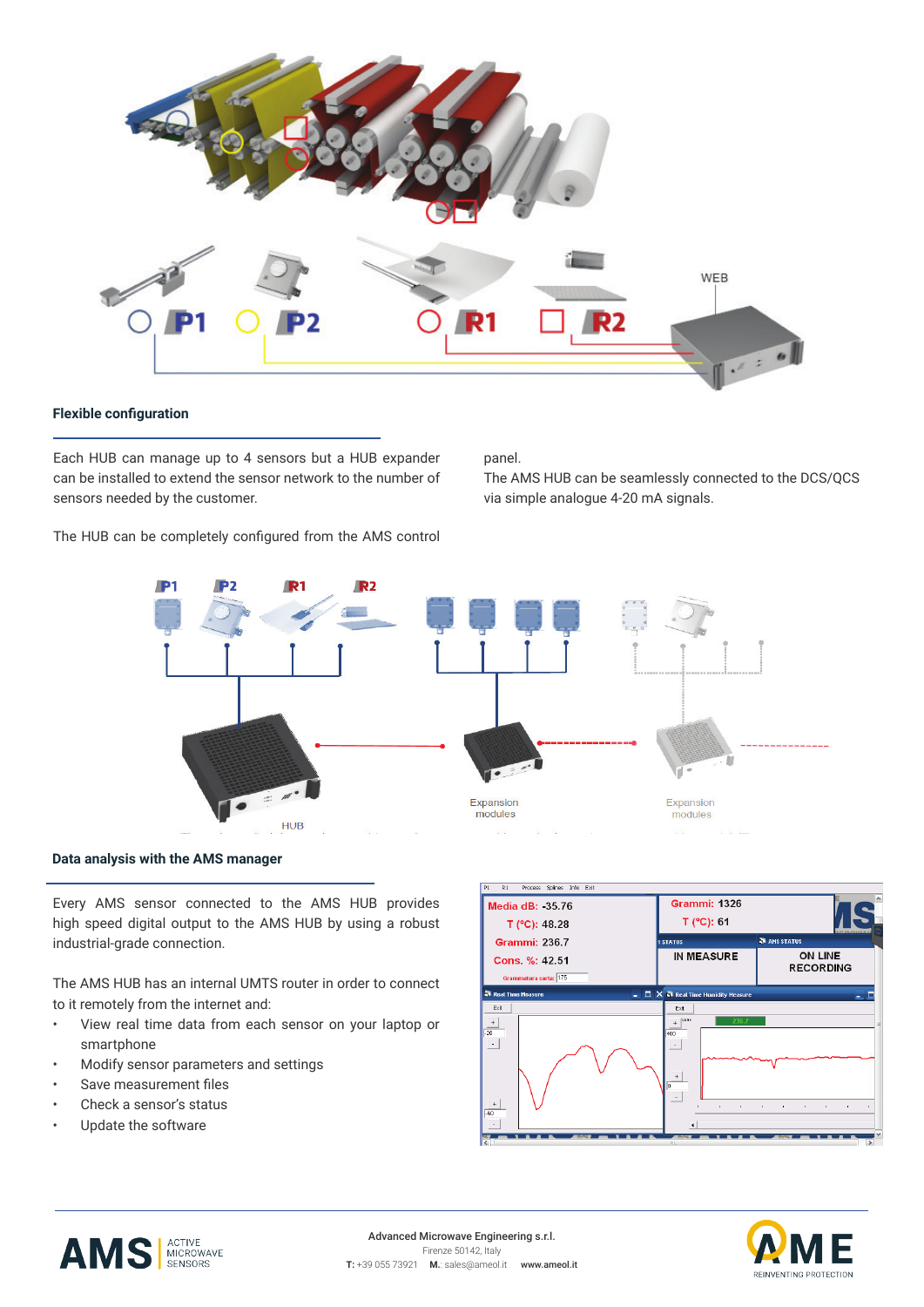P1 P2 R1 R2

WEB

## Flexible configuration

Each HUB can manage up to 4 sensors but a HUB expander can be installed to extend the sensor network to the number of sensors needed by the customer.

The HUB can be completely configured from the AMS control panel.

The AMS HUB can be seamlessly connected to the DCS/QCS via simple analogue 4-20 mA signals.

P1 P2 R1 R2

HUB

Expansion modules

Expansion modules

## Data analysis with the AMS manager

Every AMS sensor connected to the AMS HUB provides high speed digital output to the AMS HUB by using a robust industrial-grade connection.

The AMS HUB has an internal UMTS router in order to connect to it remotely from the internet and:

- View real time data from each sensor on your laptop or smartphone
- Modify sensor parameters and settings
- Save measurement files
- Check a sensor's status
- Update the software

Media dB: -35.76
T (°C): 48.28
Grammi: 236.7
Cons. %: 42.51
Grammi: 1326
T (°C): 61
IN MEASURE
ON LINE RECORDING

Advanced Microwave Engineering s.r.l.
Firenze 50142, Italy
**T:** +39 055 73921 **M.:** sales@ameol.it www.ameol.it

AMS ACTIVE MICROWAVE SENSORS

AME REINVENTING PROTECTION